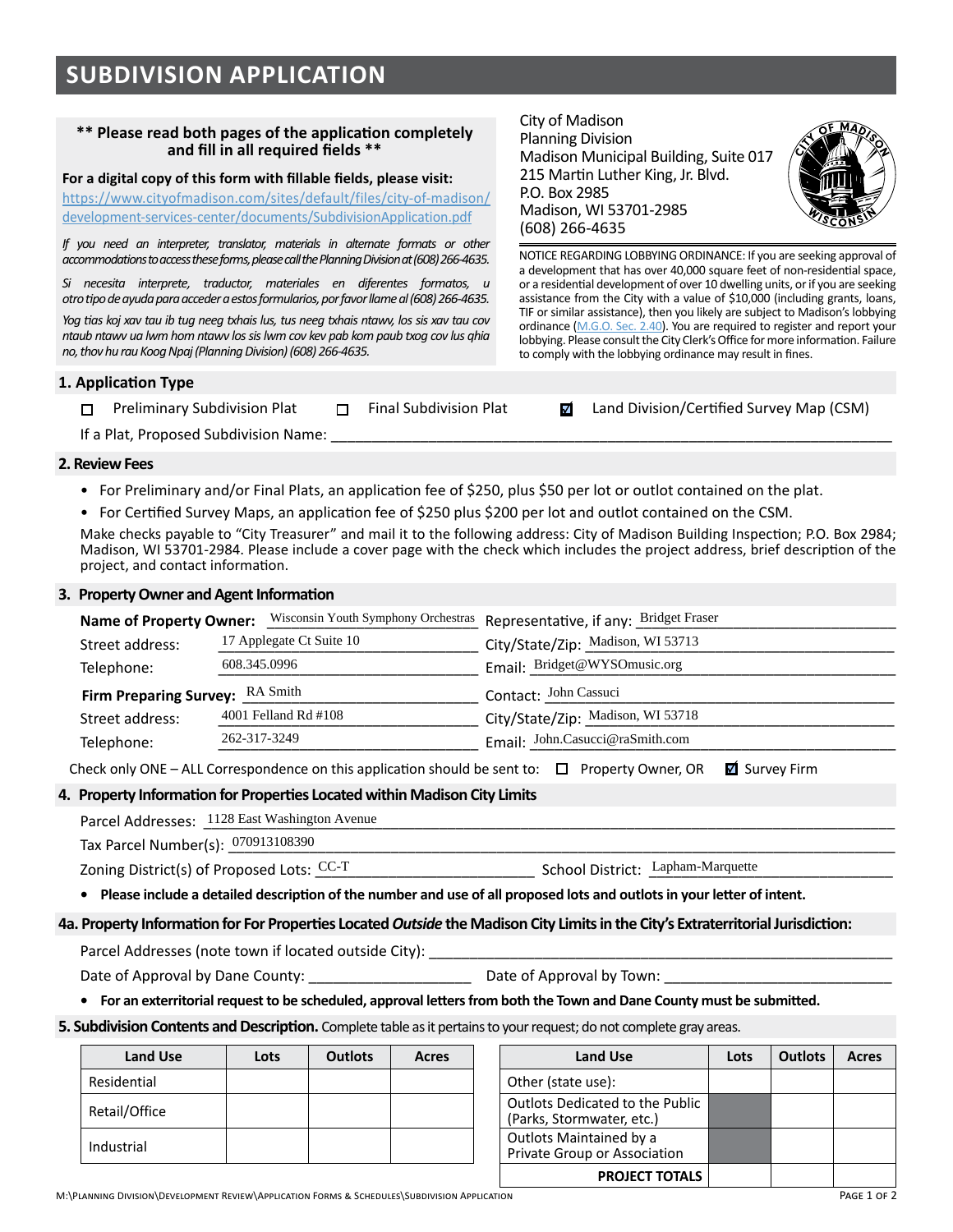# SUBDIVISION APPLICATION

**\*\* Please read both pages of the application completely and fill in all required fields \*\***

**For a digital copy of this form with fillable fields, please visit:**
https://www.cityofmadison.com/sites/default/files/city-of-madison/development-services-center/documents/SubdivisionApplication.pdf

*If you need an interpreter, translator, materials in alternate formats or other accommodations to access these forms, please call the Planning Division at (608) 266-4635.*

*Si necesita interprete, traductor, materiales en diferentes formatos, u otro tipo de ayuda para acceder a estos formularios, por favor llame al (608) 266-4635.*

*Yog tias koj xav tau ib tug neeg txhais lus, tus neeg txhais ntawv, los sis xav tau cov ntaub ntawv ua lwm hom ntawv los sis lwm cov kev pab kom paub txog cov lus qhia no, thov hu rau Koog Npaj (Planning Division) (608) 266-4635.*

City of Madison
Planning Division
Madison Municipal Building, Suite 017
215 Martin Luther King, Jr. Blvd.
P.O. Box 2985
Madison, WI 53701-2985
(608) 266-4635

NOTICE REGARDING LOBBYING ORDINANCE: If you are seeking approval of a development that has over 40,000 square feet of non-residential space, or a residential development of over 10 dwelling units, or if you are seeking assistance from the City with a value of $10,000 (including grants, loans, TIF or similar assistance), then you likely are subject to Madison's lobbying ordinance (M.G.O. Sec. 2.40). You are required to register and report your lobbying. Please consult the City Clerk's Office for more information. Failure to comply with the lobbying ordinance may result in fines.

## 1. Application Type

☐ Preliminary Subdivision Plat ☐ Final Subdivision Plat ☑ Land Division/Certified Survey Map (CSM)

If a Plat, Proposed Subdivision Name: ______________________

## 2. Review Fees

- For Preliminary and/or Final Plats, an application fee of $250, plus $50 per lot or outlot contained on the plat.
- For Certified Survey Maps, an application fee of $250 plus $200 per lot and outlot contained on the CSM.

Make checks payable to "City Treasurer" and mail it to the following address: City of Madison Building Inspection; P.O. Box 2984; Madison, WI 53701-2984. Please include a cover page with the check which includes the project address, brief description of the project, and contact information.

## 3. Property Owner and Agent Information

**Name of Property Owner:** Wisconsin Youth Symphony Orchestras Representative, if any: Bridget Fraser
Street address: 17 Applegate Ct Suite 10 City/State/Zip: Madison, WI 53713
Telephone: 608.345.0996 Email: Bridget@WYSOmusic.org

**Firm Preparing Survey:** RA Smith Contact: John Cassuci
Street address: 4001 Felland Rd #108 City/State/Zip: Madison, WI 53718
Telephone: 262-317-3249 Email: John.Casucci@raSmith.com

Check only ONE – ALL Correspondence on this application should be sent to: ☐ Property Owner, OR ☑ Survey Firm

## 4. Property Information for Properties Located within Madison City Limits

Parcel Addresses: 1128 East Washington Avenue
Tax Parcel Number(s): 070913108390
Zoning District(s) of Proposed Lots: CC-T School District: Lapham-Marquette

- **Please include a detailed description of the number and use of all proposed lots and outlots in your letter of intent.**

## 4a. Property Information for For Properties Located *Outside* the Madison City Limits in the City's Extraterritorial Jurisdiction:

Parcel Addresses (note town if located outside City): ______________________
Date of Approval by Dane County: ______________ Date of Approval by Town: ______________

- **For an exterritorial request to be scheduled, approval letters from both the Town and Dane County must be submitted.**

## 5. Subdivision Contents and Description.

Complete table as it pertains to your request; do not complete gray areas.

| Land Use | Lots | Outlots | Acres |
|---|---|---|---|
| Residential | | | |
| Retail/Office | | | |
| Industrial | | | |

| Land Use | Lots | Outlots | Acres |
|---|---|---|---|
| Other (state use): | | | |
| Outlots Dedicated to the Public (Parks, Stormwater, etc.) | | | |
| Outlots Maintained by a Private Group or Association | | | |
| **PROJECT TOTALS** | | | |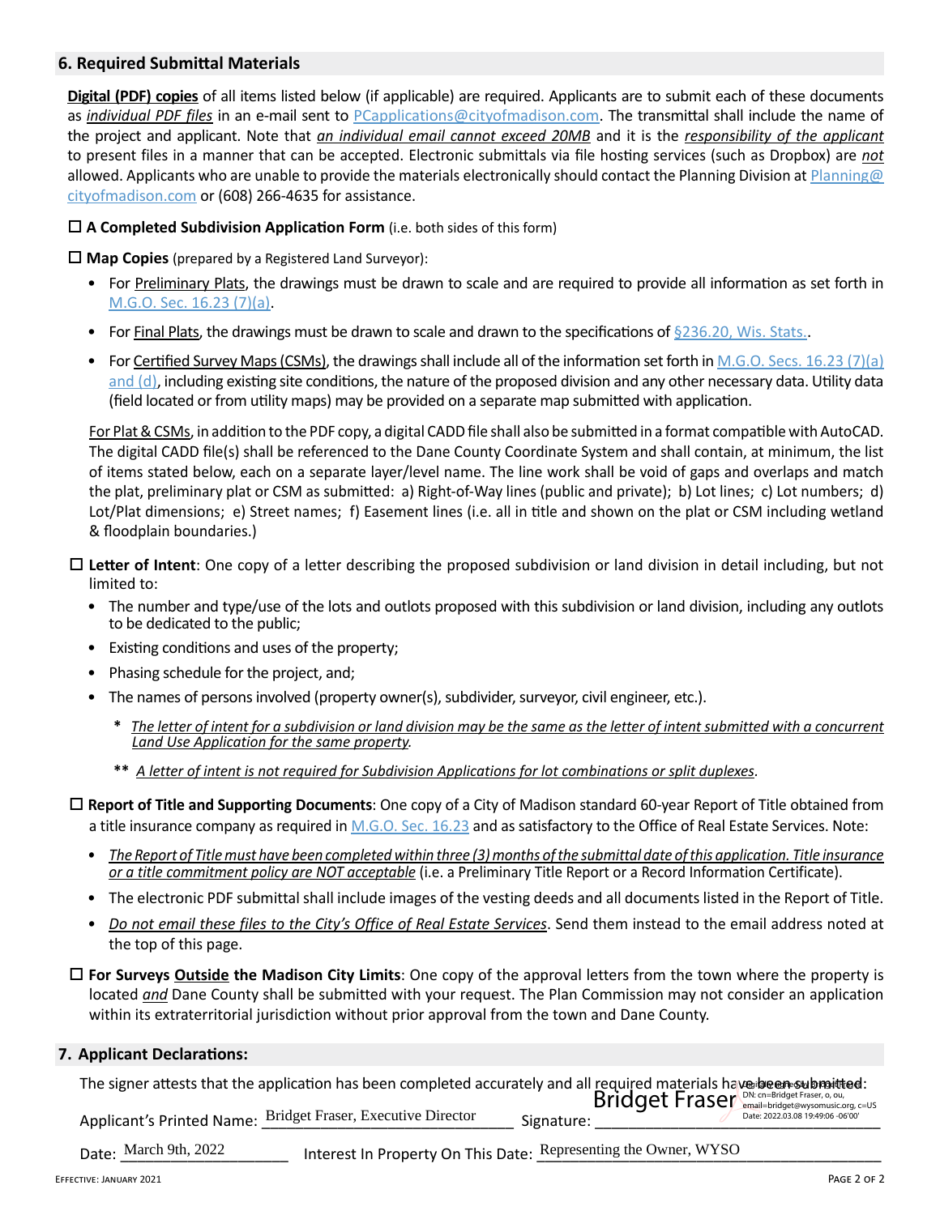## 6. Required Submittal Materials

**Digital (PDF) copies** of all items listed below (if applicable) are required. Applicants are to submit each of these documents as *individual PDF files* in an e-mail sent to PCapplications@cityofmadison.com. The transmittal shall include the name of the project and applicant. Note that *an individual email cannot exceed 20MB* and it is the *responsibility of the applicant* to present files in a manner that can be accepted. Electronic submittals via file hosting services (such as Dropbox) are *not* allowed. Applicants who are unable to provide the materials electronically should contact the Planning Division at Planning@cityofmadison.com or (608) 266-4635 for assistance.

☐ **A Completed Subdivision Application Form** (i.e. both sides of this form)

☐ **Map Copies** (prepared by a Registered Land Surveyor):

- For Preliminary Plats, the drawings must be drawn to scale and are required to provide all information as set forth in M.G.O. Sec. 16.23 (7)(a).
- For Final Plats, the drawings must be drawn to scale and drawn to the specifications of §236.20, Wis. Stats..
- For Certified Survey Maps (CSMs), the drawings shall include all of the information set forth in M.G.O. Secs. 16.23 (7)(a) and (d), including existing site conditions, the nature of the proposed division and any other necessary data. Utility data (field located or from utility maps) may be provided on a separate map submitted with application.

For Plat & CSMs, in addition to the PDF copy, a digital CADD file shall also be submitted in a format compatible with AutoCAD. The digital CADD file(s) shall be referenced to the Dane County Coordinate System and shall contain, at minimum, the list of items stated below, each on a separate layer/level name. The line work shall be void of gaps and overlaps and match the plat, preliminary plat or CSM as submitted: a) Right-of-Way lines (public and private); b) Lot lines; c) Lot numbers; d) Lot/Plat dimensions; e) Street names; f) Easement lines (i.e. all in title and shown on the plat or CSM including wetland & floodplain boundaries.)

☐ **Letter of Intent**: One copy of a letter describing the proposed subdivision or land division in detail including, but not limited to:

- The number and type/use of the lots and outlots proposed with this subdivision or land division, including any outlots to be dedicated to the public;
- Existing conditions and uses of the property;
- Phasing schedule for the project, and;
- The names of persons involved (property owner(s), subdivider, surveyor, civil engineer, etc.).

  \* *The letter of intent for a subdivision or land division may be the same as the letter of intent submitted with a concurrent Land Use Application for the same property.*

  \*\* *A letter of intent is not required for Subdivision Applications for lot combinations or split duplexes.*

☐ **Report of Title and Supporting Documents**: One copy of a City of Madison standard 60-year Report of Title obtained from a title insurance company as required in M.G.O. Sec. 16.23 and as satisfactory to the Office of Real Estate Services. Note:

- *The Report of Title must have been completed within three (3) months of the submittal date of this application. Title insurance or a title commitment policy are NOT acceptable* (i.e. a Preliminary Title Report or a Record Information Certificate).
- The electronic PDF submittal shall include images of the vesting deeds and all documents listed in the Report of Title.
- *Do not email these files to the City's Office of Real Estate Services*. Send them instead to the email address noted at the top of this page.

☐ **For Surveys Outside the Madison City Limits**: One copy of the approval letters from the town where the property is located *and* Dane County shall be submitted with your request. The Plan Commission may not consider an application within its extraterritorial jurisdiction without prior approval from the town and Dane County.

## 7. Applicant Declarations:

The signer attests that the application has been completed accurately and all required materials have been submitted:

Applicant's Printed Name: Bridget Fraser, Executive Director     Signature: Bridget Fraser (Digitally signed. DN: cn=Bridget Fraser, o, ou, email=bridget@wysomusic.org, c=US Date: 2022.03.08 19:49:06 -06'00')

Date: March 9th, 2022     Interest In Property On This Date: Representing the Owner, WYSO

Effective: January 2021